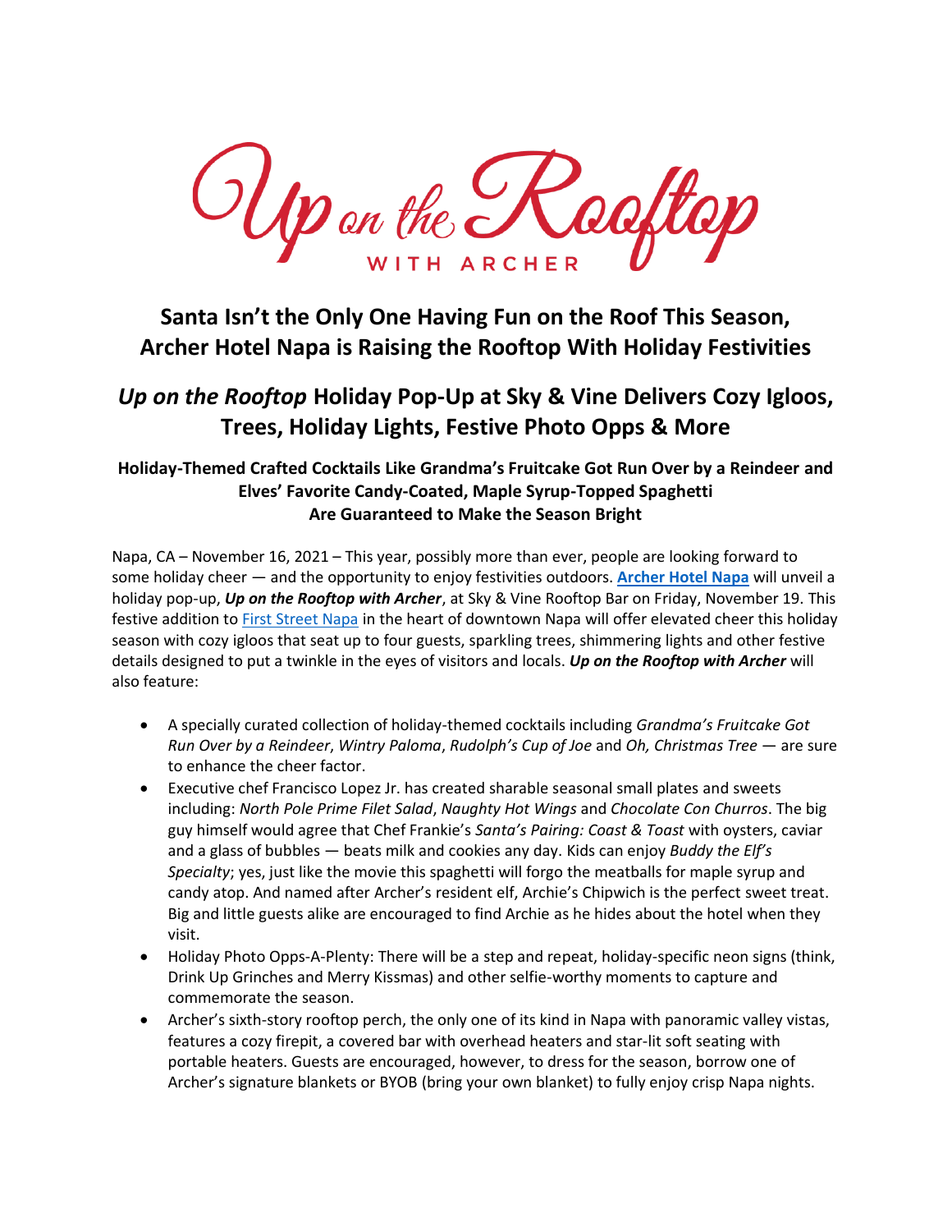# Up on the Rooftop WITH ARCHER

## Santa Isn't the Only One Having Fun on the Roof This Season, Archer Hotel Napa is Raising the Rooftop With Holiday Festivities

## *Up on the Rooftop* Holiday Pop-Up at Sky & Vine Delivers Cozy Igloos, Trees, Holiday Lights, Festive Photo Opps & More

### Holiday-Themed Crafted Cocktails Like Grandma's Fruitcake Got Run Over by a Reindeer and Elves' Favorite Candy-Coated, Maple Syrup-Topped Spaghetti Are Guaranteed to Make the Season Bright

Napa, CA – November 16, 2021 – This year, possibly more than ever, people are looking forward to some holiday cheer — and the opportunity to enjoy festivities outdoors. **Archer Hotel Napa** will unveil a holiday pop-up, ***Up on the Rooftop with Archer***, at Sky & Vine Rooftop Bar on Friday, November 19. This festive addition to First Street Napa in the heart of downtown Napa will offer elevated cheer this holiday season with cozy igloos that seat up to four guests, sparkling trees, shimmering lights and other festive details designed to put a twinkle in the eyes of visitors and locals. ***Up on the Rooftop with Archer*** will also feature:

- A specially curated collection of holiday-themed cocktails including *Grandma's Fruitcake Got Run Over by a Reindeer*, *Wintry Paloma*, *Rudolph's Cup of Joe* and *Oh, Christmas Tree* — are sure to enhance the cheer factor.
- Executive chef Francisco Lopez Jr. has created sharable seasonal small plates and sweets including: *North Pole Prime Filet Salad*, *Naughty Hot Wings* and *Chocolate Con Churros*. The big guy himself would agree that Chef Frankie's *Santa's Pairing: Coast & Toast* with oysters, caviar and a glass of bubbles — beats milk and cookies any day. Kids can enjoy *Buddy the Elf's Specialty*; yes, just like the movie this spaghetti will forgo the meatballs for maple syrup and candy atop. And named after Archer's resident elf, Archie's Chipwich is the perfect sweet treat. Big and little guests alike are encouraged to find Archie as he hides about the hotel when they visit.
- Holiday Photo Opps-A-Plenty: There will be a step and repeat, holiday-specific neon signs (think, Drink Up Grinches and Merry Kissmas) and other selfie-worthy moments to capture and commemorate the season.
- Archer's sixth-story rooftop perch, the only one of its kind in Napa with panoramic valley vistas, features a cozy firepit, a covered bar with overhead heaters and star-lit soft seating with portable heaters. Guests are encouraged, however, to dress for the season, borrow one of Archer's signature blankets or BYOB (bring your own blanket) to fully enjoy crisp Napa nights.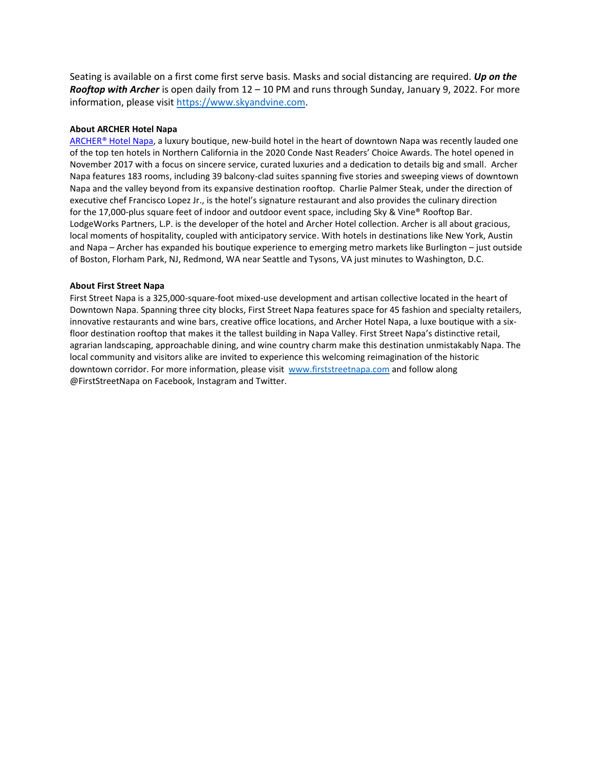Seating is available on a first come first serve basis. Masks and social distancing are required. ***Up on the Rooftop with Archer*** is open daily from 12 – 10 PM and runs through Sunday, January 9, 2022. For more information, please visit [https://www.skyandvine.com](https://www.skyandvine.com).

**About ARCHER Hotel Napa**

ARCHER® Hotel Napa, a luxury boutique, new-build hotel in the heart of downtown Napa was recently lauded one of the top ten hotels in Northern California in the 2020 Conde Nast Readers' Choice Awards. The hotel opened in November 2017 with a focus on sincere service, curated luxuries and a dedication to details big and small. Archer Napa features 183 rooms, including 39 balcony-clad suites spanning five stories and sweeping views of downtown Napa and the valley beyond from its expansive destination rooftop. Charlie Palmer Steak, under the direction of executive chef Francisco Lopez Jr., is the hotel's signature restaurant and also provides the culinary direction for the 17,000-plus square feet of indoor and outdoor event space, including Sky & Vine® Rooftop Bar. LodgeWorks Partners, L.P. is the developer of the hotel and Archer Hotel collection. Archer is all about gracious, local moments of hospitality, coupled with anticipatory service. With hotels in destinations like New York, Austin and Napa – Archer has expanded his boutique experience to emerging metro markets like Burlington – just outside of Boston, Florham Park, NJ, Redmond, WA near Seattle and Tysons, VA just minutes to Washington, D.C.

**About First Street Napa**

First Street Napa is a 325,000-square-foot mixed-use development and artisan collective located in the heart of Downtown Napa. Spanning three city blocks, First Street Napa features space for 45 fashion and specialty retailers, innovative restaurants and wine bars, creative office locations, and Archer Hotel Napa, a luxe boutique with a six-floor destination rooftop that makes it the tallest building in Napa Valley. First Street Napa's distinctive retail, agrarian landscaping, approachable dining, and wine country charm make this destination unmistakably Napa. The local community and visitors alike are invited to experience this welcoming reimagination of the historic downtown corridor. For more information, please visit [www.firststreetnapa.com](www.firststreetnapa.com) and follow along @FirstStreetNapa on Facebook, Instagram and Twitter.